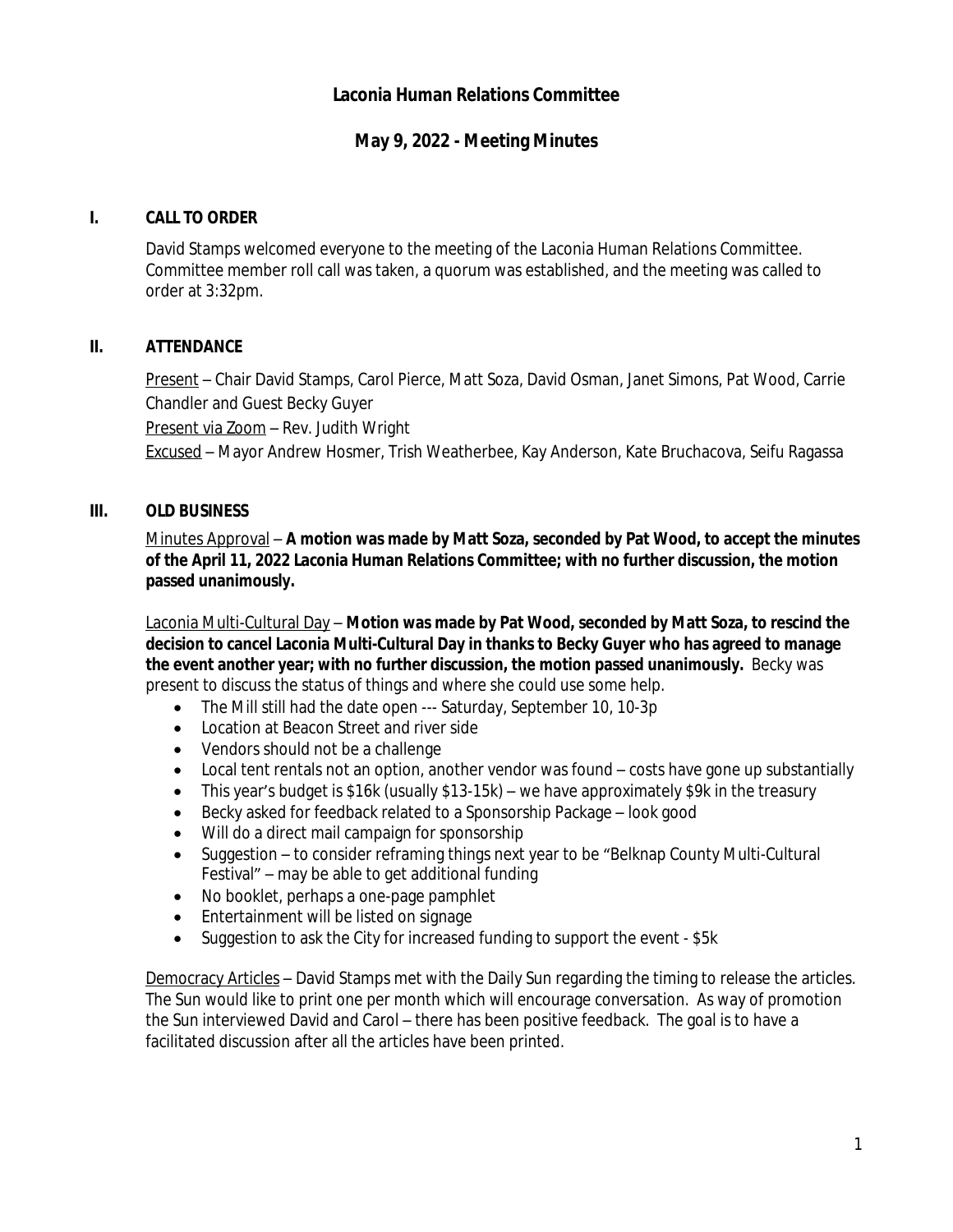# Laconia Human Relations Committee

## May 9, 2022 - Meeting Minutes

### I. CALL TO ORDER

David Stamps welcomed everyone to the meeting of the Laconia Human Relations Committee. Committee member roll call was taken, a quorum was established, and the meeting was called to order at 3:32pm.

### II. ATTENDANCE

Present – Chair David Stamps, Carol Pierce, Matt Soza, David Osman, Janet Simons, Pat Wood, Carrie Chandler and Guest Becky Guyer

Present via Zoom – Rev. Judith Wright

Excused – Mayor Andrew Hosmer, Trish Weatherbee, Kay Anderson, Kate Bruchacova, Seifu Ragassa

### III. OLD BUSINESS

Minutes Approval – **A motion was made by Matt Soza, seconded by Pat Wood, to accept the minutes of the April 11, 2022 Laconia Human Relations Committee; with no further discussion, the motion passed unanimously.**

Laconia Multi-Cultural Day – **Motion was made by Pat Wood, seconded by Matt Soza, to rescind the decision to cancel Laconia Multi-Cultural Day in thanks to Becky Guyer who has agreed to manage the event another year; with no further discussion, the motion passed unanimously.** Becky was present to discuss the status of things and where she could use some help.

- The Mill still had the date open --- Saturday, September 10, 10-3p
- Location at Beacon Street and river side
- Vendors should not be a challenge
- Local tent rentals not an option, another vendor was found – costs have gone up substantially
- This year's budget is $16k (usually $13-15k) – we have approximately $9k in the treasury
- Becky asked for feedback related to a Sponsorship Package – look good
- Will do a direct mail campaign for sponsorship
- Suggestion – to consider reframing things next year to be "Belknap County Multi-Cultural Festival" – may be able to get additional funding
- No booklet, perhaps a one-page pamphlet
- Entertainment will be listed on signage
- Suggestion to ask the City for increased funding to support the event - $5k

Democracy Articles – David Stamps met with the Daily Sun regarding the timing to release the articles. The Sun would like to print one per month which will encourage conversation. As way of promotion the Sun interviewed David and Carol – there has been positive feedback. The goal is to have a facilitated discussion after all the articles have been printed.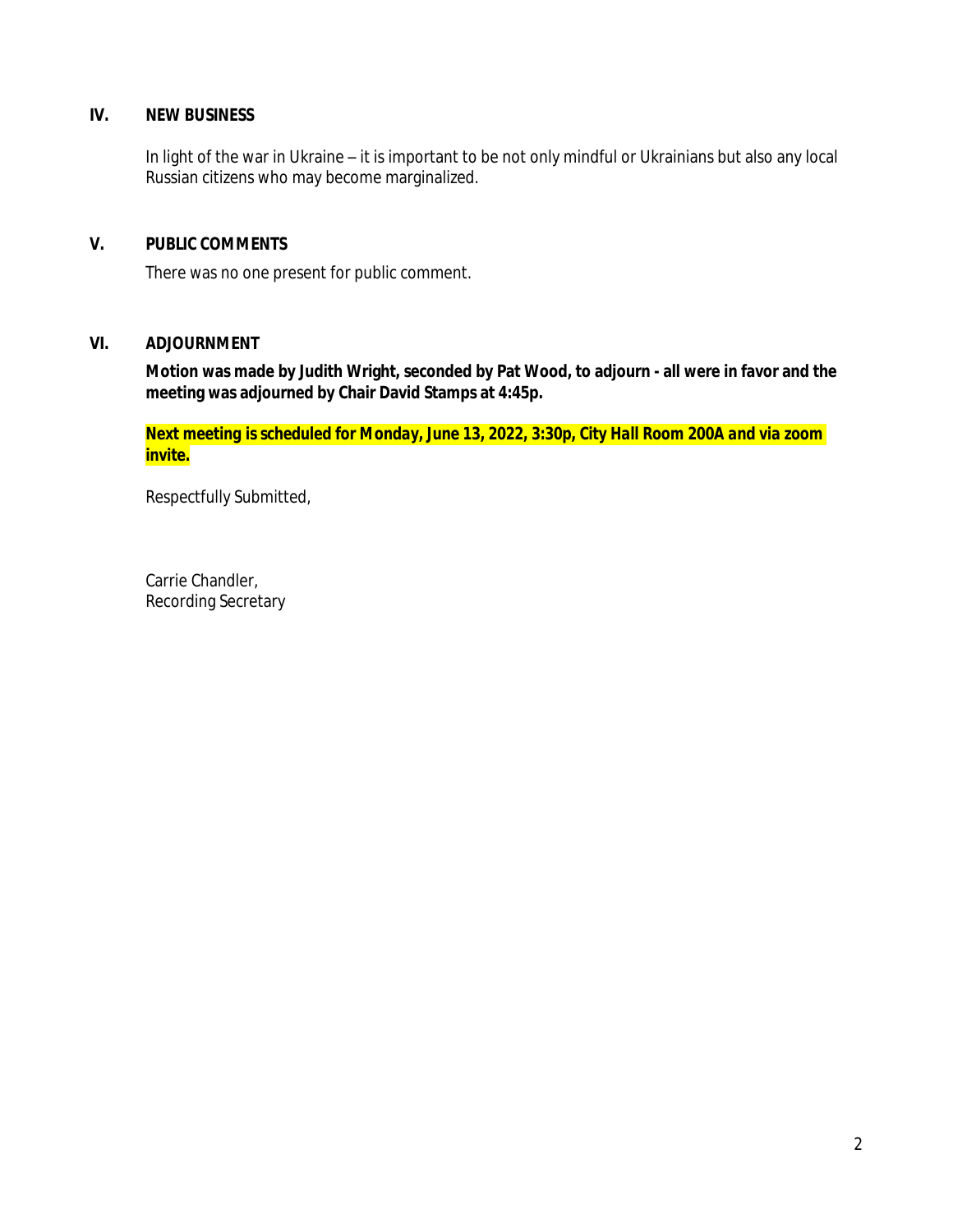## IV. NEW BUSINESS

In light of the war in Ukraine – it is important to be not only mindful or Ukrainians but also any local Russian citizens who may become marginalized.

## V. PUBLIC COMMENTS

There was no one present for public comment.

## VI. ADJOURNMENT

**Motion was made by Judith Wright, seconded by Pat Wood, to adjourn - all were in favor and the meeting was adjourned by Chair David Stamps at 4:45p.**

***Next meeting is scheduled for Monday, June 13, 2022, 3:30p, City Hall Room 200A and via zoom invite.***

Respectfully Submitted,

Carrie Chandler,
Recording Secretary